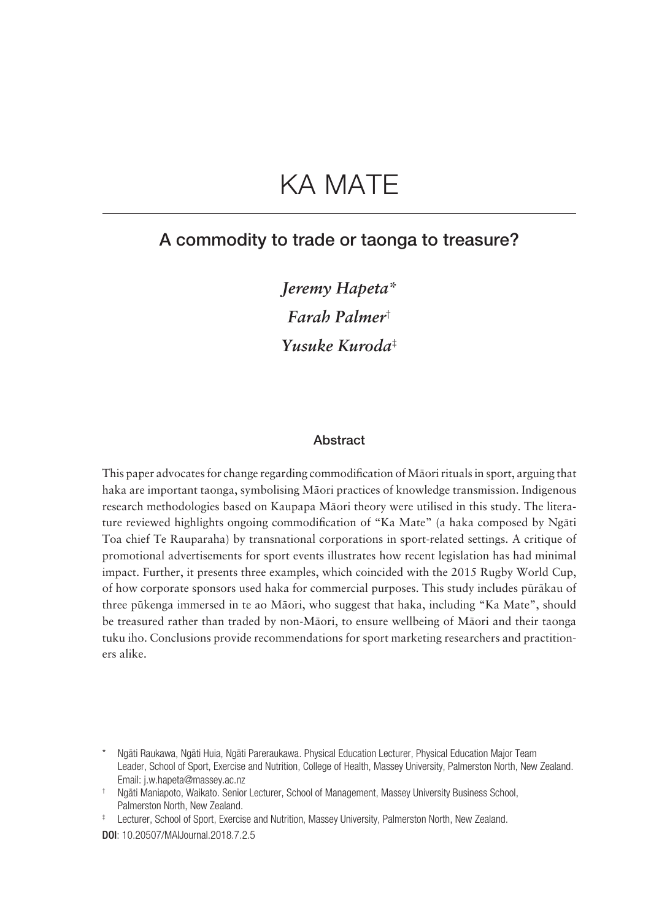# KA MATE

## A commodity to trade or taonga to treasure?

*Jeremy Hapeta*[*]

*Farah Palmer*[†]

*Yusuke Kuroda*[‡]

### Abstract

This paper advocates for change regarding commodification of Māori rituals in sport, arguing that haka are important taonga, symbolising Māori practices of knowledge transmission. Indigenous research methodologies based on Kaupapa Māori theory were utilised in this study. The literature reviewed highlights ongoing commodification of "Ka Mate" (a haka composed by Ngāti Toa chief Te Rauparaha) by transnational corporations in sport-related settings. A critique of promotional advertisements for sport events illustrates how recent legislation has had minimal impact. Further, it presents three examples, which coincided with the 2015 Rugby World Cup, of how corporate sponsors used haka for commercial purposes. This study includes pūrākau of three pūkenga immersed in te ao Māori, who suggest that haka, including "Ka Mate", should be treasured rather than traded by non-Māori, to ensure wellbeing of Māori and their taonga tuku iho. Conclusions provide recommendations for sport marketing researchers and practitioners alike.

[*] Ngāti Raukawa, Ngāti Huia, Ngāti Pareraukawa. Physical Education Lecturer, Physical Education Major Team Leader, School of Sport, Exercise and Nutrition, College of Health, Massey University, Palmerston North, New Zealand. Email: j.w.hapeta@massey.ac.nz

[†] Ngāti Maniapoto, Waikato. Senior Lecturer, School of Management, Massey University Business School, Palmerston North, New Zealand.

[‡] Lecturer, School of Sport, Exercise and Nutrition, Massey University, Palmerston North, New Zealand.

**DOI**: 10.20507/MAIJournal.2018.7.2.5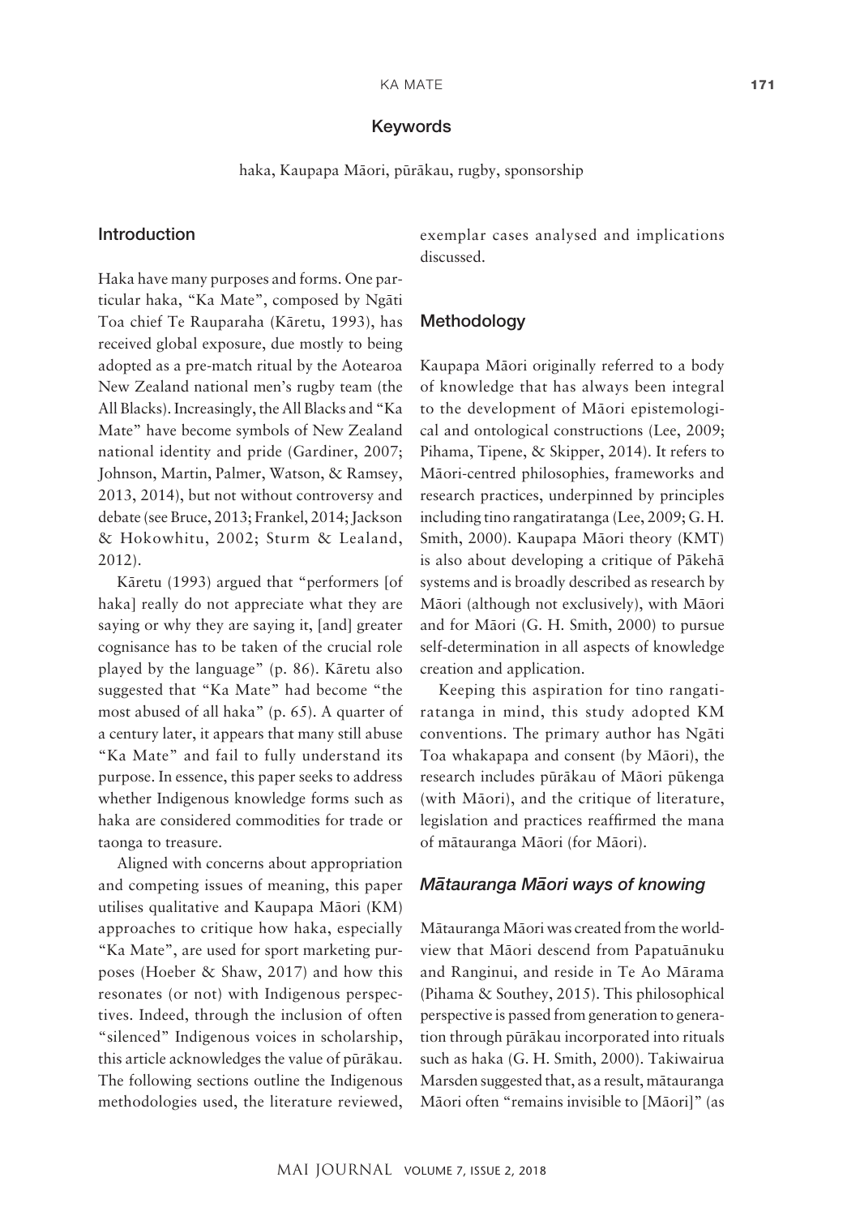### Keywords

haka, Kaupapa Māori, pūrākau, rugby, sponsorship

## Introduction

Haka have many purposes and forms. One particular haka, "Ka Mate", composed by Ngāti Toa chief Te Rauparaha (Kāretu, 1993), has received global exposure, due mostly to being adopted as a pre-match ritual by the Aotearoa New Zealand national men's rugby team (the All Blacks). Increasingly, the All Blacks and "Ka Mate" have become symbols of New Zealand national identity and pride (Gardiner, 2007; Johnson, Martin, Palmer, Watson, & Ramsey, 2013, 2014), but not without controversy and debate (see Bruce, 2013; Frankel, 2014; Jackson & Hokowhitu, 2002; Sturm & Lealand, 2012).

Kāretu (1993) argued that "performers [of haka] really do not appreciate what they are saying or why they are saying it, [and] greater cognisance has to be taken of the crucial role played by the language" (p. 86). Kāretu also suggested that "Ka Mate" had become "the most abused of all haka" (p. 65). A quarter of a century later, it appears that many still abuse "Ka Mate" and fail to fully understand its purpose. In essence, this paper seeks to address whether Indigenous knowledge forms such as haka are considered commodities for trade or taonga to treasure.

Aligned with concerns about appropriation and competing issues of meaning, this paper utilises qualitative and Kaupapa Māori (KM) approaches to critique how haka, especially "Ka Mate", are used for sport marketing purposes (Hoeber & Shaw, 2017) and how this resonates (or not) with Indigenous perspectives. Indeed, through the inclusion of often "silenced" Indigenous voices in scholarship, this article acknowledges the value of pūrākau. The following sections outline the Indigenous methodologies used, the literature reviewed, exemplar cases analysed and implications discussed.

## Methodology

Kaupapa Māori originally referred to a body of knowledge that has always been integral to the development of Māori epistemological and ontological constructions (Lee, 2009; Pihama, Tipene, & Skipper, 2014). It refers to Māori-centred philosophies, frameworks and research practices, underpinned by principles including tino rangatiratanga (Lee, 2009; G. H. Smith, 2000). Kaupapa Māori theory (KMT) is also about developing a critique of Pākehā systems and is broadly described as research by Māori (although not exclusively), with Māori and for Māori (G. H. Smith, 2000) to pursue self-determination in all aspects of knowledge creation and application.

Keeping this aspiration for tino rangatiratanga in mind, this study adopted KM conventions. The primary author has Ngāti Toa whakapapa and consent (by Māori), the research includes pūrākau of Māori pūkenga (with Māori), and the critique of literature, legislation and practices reaffirmed the mana of mātauranga Māori (for Māori).

### *Mātauranga Māori ways of knowing*

Mātauranga Māori was created from the worldview that Māori descend from Papatuānuku and Ranginui, and reside in Te Ao Mārama (Pihama & Southey, 2015). This philosophical perspective is passed from generation to generation through pūrākau incorporated into rituals such as haka (G. H. Smith, 2000). Takiwairua Marsden suggested that, as a result, mātauranga Māori often "remains invisible to [Māori]" (as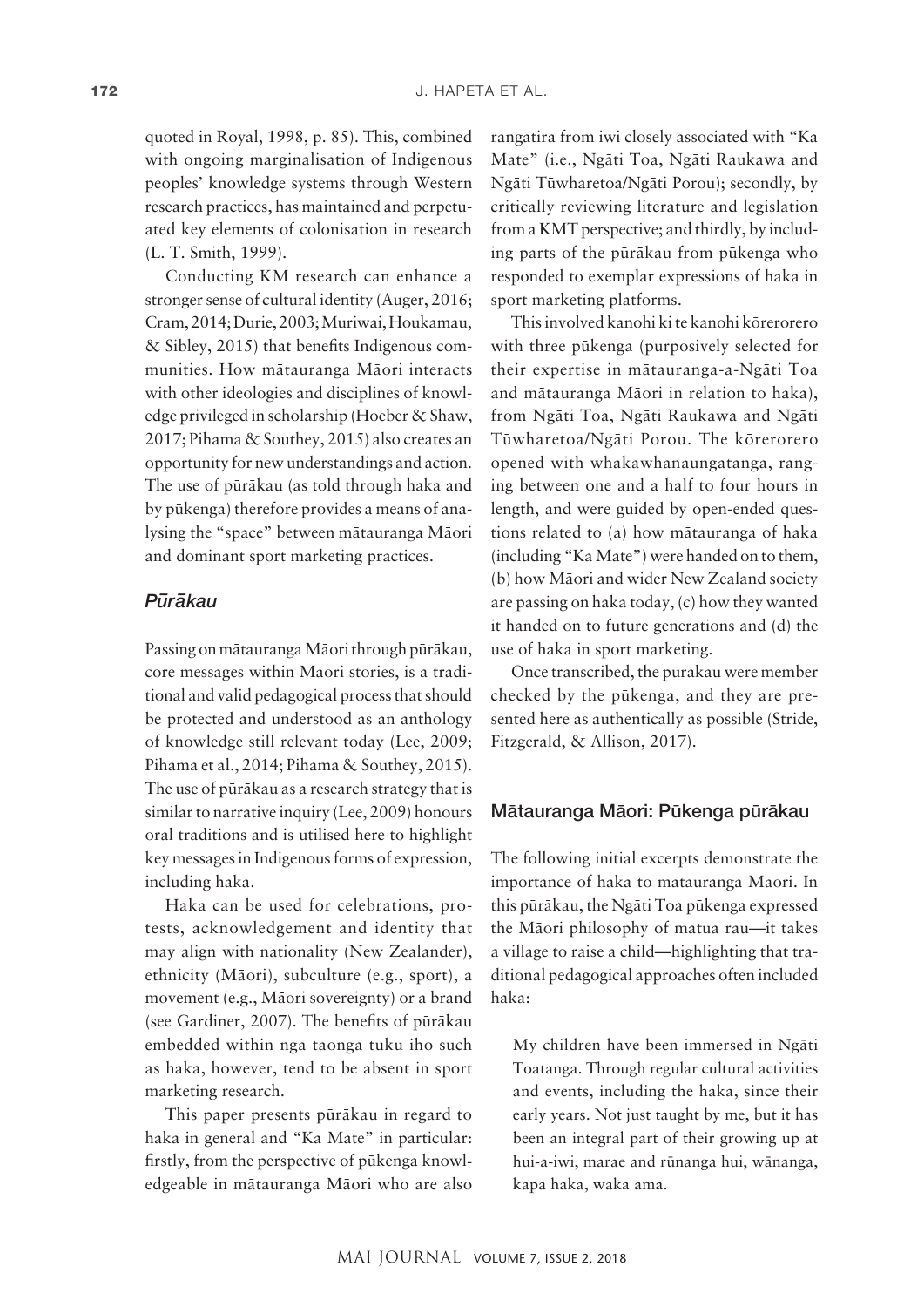quoted in Royal, 1998, p. 85). This, combined with ongoing marginalisation of Indigenous peoples' knowledge systems through Western research practices, has maintained and perpetuated key elements of colonisation in research (L. T. Smith, 1999).

Conducting KM research can enhance a stronger sense of cultural identity (Auger, 2016; Cram, 2014; Durie, 2003; Muriwai, Houkamau, & Sibley, 2015) that benefits Indigenous communities. How mātauranga Māori interacts with other ideologies and disciplines of knowledge privileged in scholarship (Hoeber & Shaw, 2017; Pihama & Southey, 2015) also creates an opportunity for new understandings and action. The use of pūrākau (as told through haka and by pūkenga) therefore provides a means of analysing the "space" between mātauranga Māori and dominant sport marketing practices.

## *Pūrākau*

Passing on mātauranga Māori through pūrākau, core messages within Māori stories, is a traditional and valid pedagogical process that should be protected and understood as an anthology of knowledge still relevant today (Lee, 2009; Pihama et al., 2014; Pihama & Southey, 2015). The use of pūrākau as a research strategy that is similar to narrative inquiry (Lee, 2009) honours oral traditions and is utilised here to highlight key messages in Indigenous forms of expression, including haka.

Haka can be used for celebrations, protests, acknowledgement and identity that may align with nationality (New Zealander), ethnicity (Māori), subculture (e.g., sport), a movement (e.g., Māori sovereignty) or a brand (see Gardiner, 2007). The benefits of pūrākau embedded within ngā taonga tuku iho such as haka, however, tend to be absent in sport marketing research.

This paper presents pūrākau in regard to haka in general and "Ka Mate" in particular: firstly, from the perspective of pūkenga knowledgeable in mātauranga Māori who are also rangatira from iwi closely associated with "Ka Mate" (i.e., Ngāti Toa, Ngāti Raukawa and Ngāti Tūwharetoa/Ngāti Porou); secondly, by critically reviewing literature and legislation from a KMT perspective; and thirdly, by including parts of the pūrākau from pūkenga who responded to exemplar expressions of haka in sport marketing platforms.

This involved kanohi ki te kanohi kōrerorero with three pūkenga (purposively selected for their expertise in mātauranga-a-Ngāti Toa and mātauranga Māori in relation to haka), from Ngāti Toa, Ngāti Raukawa and Ngāti Tūwharetoa/Ngāti Porou. The kōrerorero opened with whakawhanaungatanga, ranging between one and a half to four hours in length, and were guided by open-ended questions related to (a) how mātauranga of haka (including "Ka Mate") were handed on to them, (b) how Māori and wider New Zealand society are passing on haka today, (c) how they wanted it handed on to future generations and (d) the use of haka in sport marketing.

Once transcribed, the pūrākau were member checked by the pūkenga, and they are presented here as authentically as possible (Stride, Fitzgerald, & Allison, 2017).

## Mātauranga Māori: Pūkenga pūrākau

The following initial excerpts demonstrate the importance of haka to mātauranga Māori. In this pūrākau, the Ngāti Toa pūkenga expressed the Māori philosophy of matua rau—it takes a village to raise a child—highlighting that traditional pedagogical approaches often included haka:

> My children have been immersed in Ngāti Toatanga. Through regular cultural activities and events, including the haka, since their early years. Not just taught by me, but it has been an integral part of their growing up at hui-a-iwi, marae and rūnanga hui, wānanga, kapa haka, waka ama.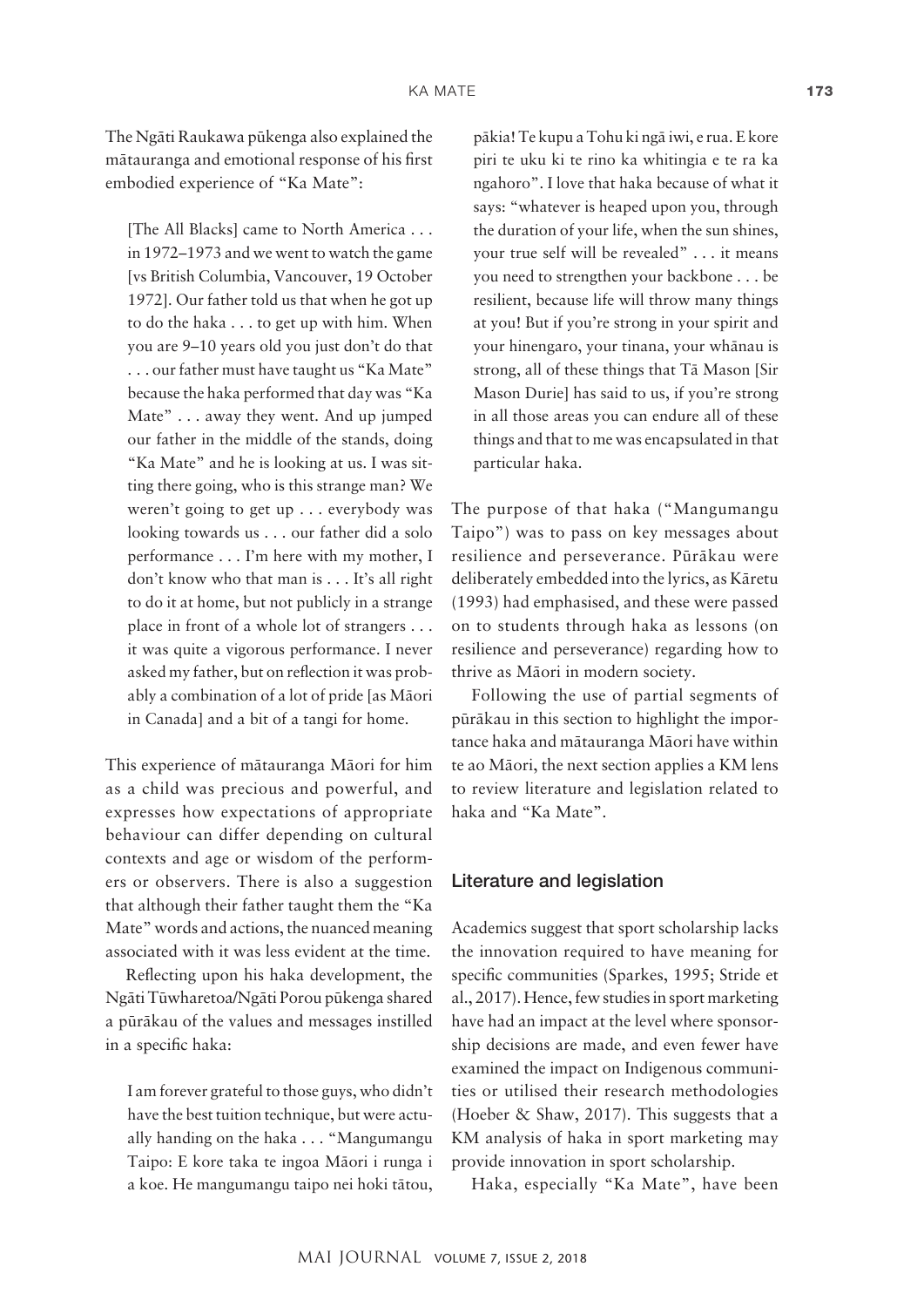The Ngāti Raukawa pūkenga also explained the mātauranga and emotional response of his first embodied experience of "Ka Mate":

> [The All Blacks] came to North America . . . in 1972–1973 and we went to watch the game [vs British Columbia, Vancouver, 19 October 1972]. Our father told us that when he got up to do the haka . . . to get up with him. When you are 9–10 years old you just don't do that . . . our father must have taught us "Ka Mate" because the haka performed that day was "Ka Mate" . . . away they went. And up jumped our father in the middle of the stands, doing "Ka Mate" and he is looking at us. I was sitting there going, who is this strange man? We weren't going to get up . . . everybody was looking towards us . . . our father did a solo performance . . . I'm here with my mother, I don't know who that man is . . . It's all right to do it at home, but not publicly in a strange place in front of a whole lot of strangers . . . it was quite a vigorous performance. I never asked my father, but on reflection it was probably a combination of a lot of pride [as Māori in Canada] and a bit of a tangi for home.

This experience of mātauranga Māori for him as a child was precious and powerful, and expresses how expectations of appropriate behaviour can differ depending on cultural contexts and age or wisdom of the performers or observers. There is also a suggestion that although their father taught them the "Ka Mate" words and actions, the nuanced meaning associated with it was less evident at the time.

Reflecting upon his haka development, the Ngāti Tūwharetoa/Ngāti Porou pūkenga shared a pūrākau of the values and messages instilled in a specific haka:

> I am forever grateful to those guys, who didn't have the best tuition technique, but were actually handing on the haka . . . "Mangumangu Taipo: E kore taka te ingoa Māori i runga i a koe. He mangumangu taipo nei hoki tātou, pākia! Te kupu a Tohu ki ngā iwi, e rua. E kore piri te uku ki te rino ka whitingia e te ra ka ngahoro". I love that haka because of what it says: "whatever is heaped upon you, through the duration of your life, when the sun shines, your true self will be revealed" . . . it means you need to strengthen your backbone . . . be resilient, because life will throw many things at you! But if you're strong in your spirit and your hinengaro, your tinana, your whānau is strong, all of these things that Tā Mason [Sir Mason Durie] has said to us, if you're strong in all those areas you can endure all of these things and that to me was encapsulated in that particular haka.

The purpose of that haka ("Mangumangu Taipo") was to pass on key messages about resilience and perseverance. Pūrākau were deliberately embedded into the lyrics, as Kāretu (1993) had emphasised, and these were passed on to students through haka as lessons (on resilience and perseverance) regarding how to thrive as Māori in modern society.

Following the use of partial segments of pūrākau in this section to highlight the importance haka and mātauranga Māori have within te ao Māori, the next section applies a KM lens to review literature and legislation related to haka and "Ka Mate".

## Literature and legislation

Academics suggest that sport scholarship lacks the innovation required to have meaning for specific communities (Sparkes, 1995; Stride et al., 2017). Hence, few studies in sport marketing have had an impact at the level where sponsorship decisions are made, and even fewer have examined the impact on Indigenous communities or utilised their research methodologies (Hoeber & Shaw, 2017). This suggests that a KM analysis of haka in sport marketing may provide innovation in sport scholarship.

Haka, especially "Ka Mate", have been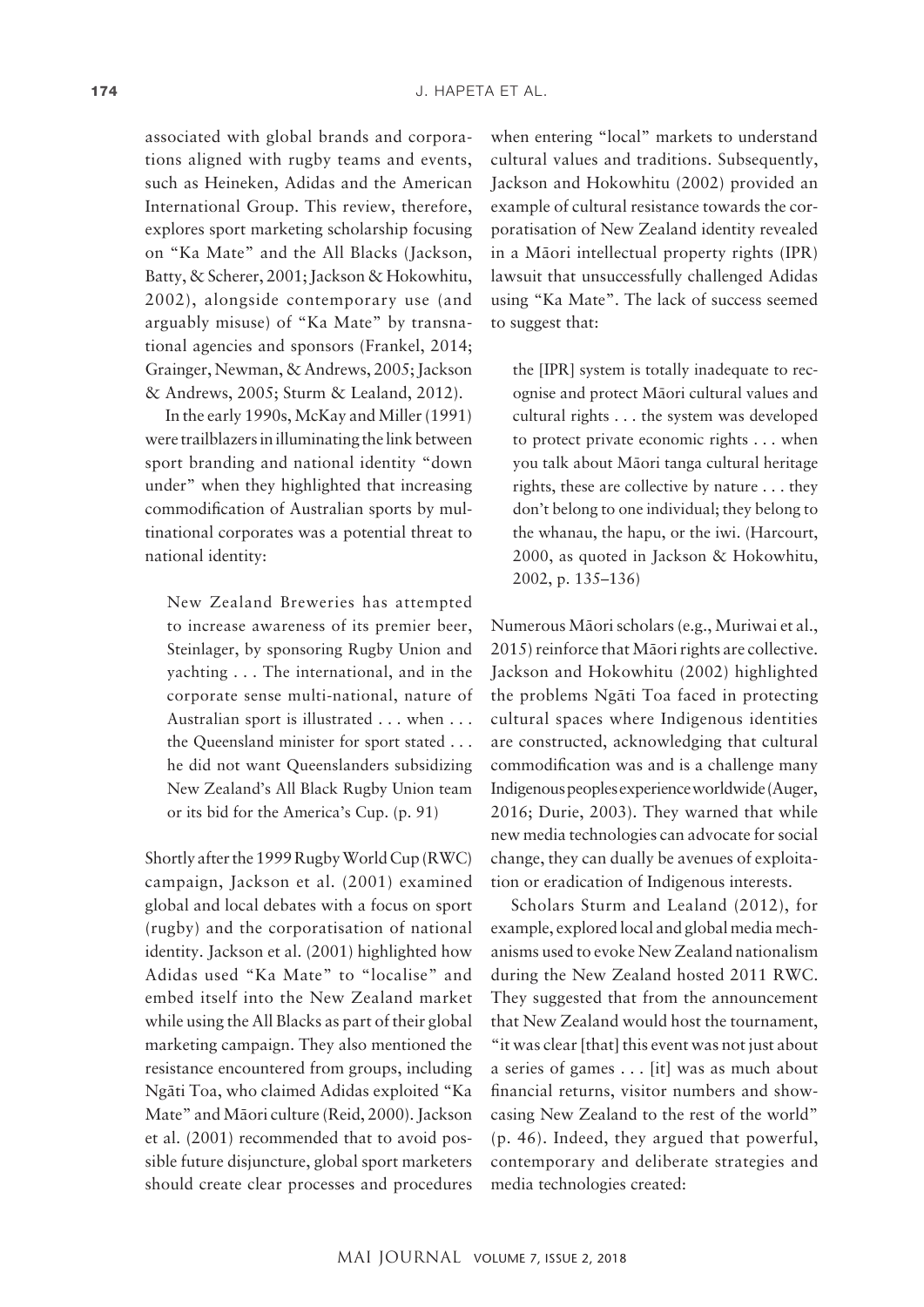associated with global brands and corporations aligned with rugby teams and events, such as Heineken, Adidas and the American International Group. This review, therefore, explores sport marketing scholarship focusing on "Ka Mate" and the All Blacks (Jackson, Batty, & Scherer, 2001; Jackson & Hokowhitu, 2002), alongside contemporary use (and arguably misuse) of "Ka Mate" by transnational agencies and sponsors (Frankel, 2014; Grainger, Newman, & Andrews, 2005; Jackson & Andrews, 2005; Sturm & Lealand, 2012).

In the early 1990s, McKay and Miller (1991) were trailblazers in illuminating the link between sport branding and national identity "down under" when they highlighted that increasing commodification of Australian sports by multinational corporates was a potential threat to national identity:

> New Zealand Breweries has attempted to increase awareness of its premier beer, Steinlager, by sponsoring Rugby Union and yachting . . . The international, and in the corporate sense multi-national, nature of Australian sport is illustrated . . . when . . . the Queensland minister for sport stated . . . he did not want Queenslanders subsidizing New Zealand's All Black Rugby Union team or its bid for the America's Cup. (p. 91)

Shortly after the 1999 Rugby World Cup (RWC) campaign, Jackson et al. (2001) examined global and local debates with a focus on sport (rugby) and the corporatisation of national identity. Jackson et al. (2001) highlighted how Adidas used "Ka Mate" to "localise" and embed itself into the New Zealand market while using the All Blacks as part of their global marketing campaign. They also mentioned the resistance encountered from groups, including Ngāti Toa, who claimed Adidas exploited "Ka Mate" and Māori culture (Reid, 2000). Jackson et al. (2001) recommended that to avoid possible future disjuncture, global sport marketers should create clear processes and procedures when entering "local" markets to understand cultural values and traditions. Subsequently, Jackson and Hokowhitu (2002) provided an example of cultural resistance towards the corporatisation of New Zealand identity revealed in a Māori intellectual property rights (IPR) lawsuit that unsuccessfully challenged Adidas using "Ka Mate". The lack of success seemed to suggest that:

> the [IPR] system is totally inadequate to recognise and protect Māori cultural values and cultural rights . . . the system was developed to protect private economic rights . . . when you talk about Māori tanga cultural heritage rights, these are collective by nature . . . they don't belong to one individual; they belong to the whanau, the hapu, or the iwi. (Harcourt, 2000, as quoted in Jackson & Hokowhitu, 2002, p. 135–136)

Numerous Māori scholars (e.g., Muriwai et al., 2015) reinforce that Māori rights are collective. Jackson and Hokowhitu (2002) highlighted the problems Ngāti Toa faced in protecting cultural spaces where Indigenous identities are constructed, acknowledging that cultural commodification was and is a challenge many Indigenous peoples experience worldwide (Auger, 2016; Durie, 2003). They warned that while new media technologies can advocate for social change, they can dually be avenues of exploitation or eradication of Indigenous interests.

Scholars Sturm and Lealand (2012), for example, explored local and global media mechanisms used to evoke New Zealand nationalism during the New Zealand hosted 2011 RWC. They suggested that from the announcement that New Zealand would host the tournament, "it was clear [that] this event was not just about a series of games . . . [it] was as much about financial returns, visitor numbers and showcasing New Zealand to the rest of the world" (p. 46). Indeed, they argued that powerful, contemporary and deliberate strategies and media technologies created: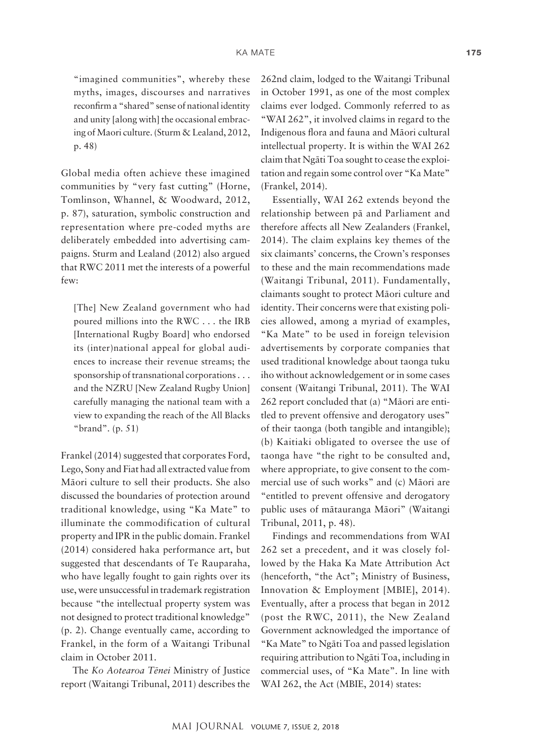"imagined communities", whereby these myths, images, discourses and narratives reconfirm a "shared" sense of national identity and unity [along with] the occasional embracing of Maori culture. (Sturm & Lealand, 2012, p. 48)

Global media often achieve these imagined communities by "very fast cutting" (Horne, Tomlinson, Whannel, & Woodward, 2012, p. 87), saturation, symbolic construction and representation where pre-coded myths are deliberately embedded into advertising campaigns. Sturm and Lealand (2012) also argued that RWC 2011 met the interests of a powerful few:

> [The] New Zealand government who had poured millions into the RWC . . . the IRB [International Rugby Board] who endorsed its (inter)national appeal for global audiences to increase their revenue streams; the sponsorship of transnational corporations . . . and the NZRU [New Zealand Rugby Union] carefully managing the national team with a view to expanding the reach of the All Blacks "brand". (p. 51)

Frankel (2014) suggested that corporates Ford, Lego, Sony and Fiat had all extracted value from Māori culture to sell their products. She also discussed the boundaries of protection around traditional knowledge, using "Ka Mate" to illuminate the commodification of cultural property and IPR in the public domain. Frankel (2014) considered haka performance art, but suggested that descendants of Te Rauparaha, who have legally fought to gain rights over its use, were unsuccessful in trademark registration because "the intellectual property system was not designed to protect traditional knowledge" (p. 2). Change eventually came, according to Frankel, in the form of a Waitangi Tribunal claim in October 2011.

The *Ko Aotearoa Tēnei* Ministry of Justice report (Waitangi Tribunal, 2011) describes the 262nd claim, lodged to the Waitangi Tribunal in October 1991, as one of the most complex claims ever lodged. Commonly referred to as "WAI 262", it involved claims in regard to the Indigenous flora and fauna and Māori cultural intellectual property. It is within the WAI 262 claim that Ngāti Toa sought to cease the exploitation and regain some control over "Ka Mate" (Frankel, 2014).

Essentially, WAI 262 extends beyond the relationship between pā and Parliament and therefore affects all New Zealanders (Frankel, 2014). The claim explains key themes of the six claimants' concerns, the Crown's responses to these and the main recommendations made (Waitangi Tribunal, 2011). Fundamentally, claimants sought to protect Māori culture and identity. Their concerns were that existing policies allowed, among a myriad of examples, "Ka Mate" to be used in foreign television advertisements by corporate companies that used traditional knowledge about taonga tuku iho without acknowledgement or in some cases consent (Waitangi Tribunal, 2011). The WAI 262 report concluded that (a) "Māori are entitled to prevent offensive and derogatory uses" of their taonga (both tangible and intangible); (b) Kaitiaki obligated to oversee the use of taonga have "the right to be consulted and, where appropriate, to give consent to the commercial use of such works" and (c) Māori are "entitled to prevent offensive and derogatory public uses of mātauranga Māori" (Waitangi Tribunal, 2011, p. 48).

Findings and recommendations from WAI 262 set a precedent, and it was closely followed by the Haka Ka Mate Attribution Act (henceforth, "the Act"; Ministry of Business, Innovation & Employment [MBIE], 2014). Eventually, after a process that began in 2012 (post the RWC, 2011), the New Zealand Government acknowledged the importance of "Ka Mate" to Ngāti Toa and passed legislation requiring attribution to Ngāti Toa, including in commercial uses, of "Ka Mate". In line with WAI 262, the Act (MBIE, 2014) states: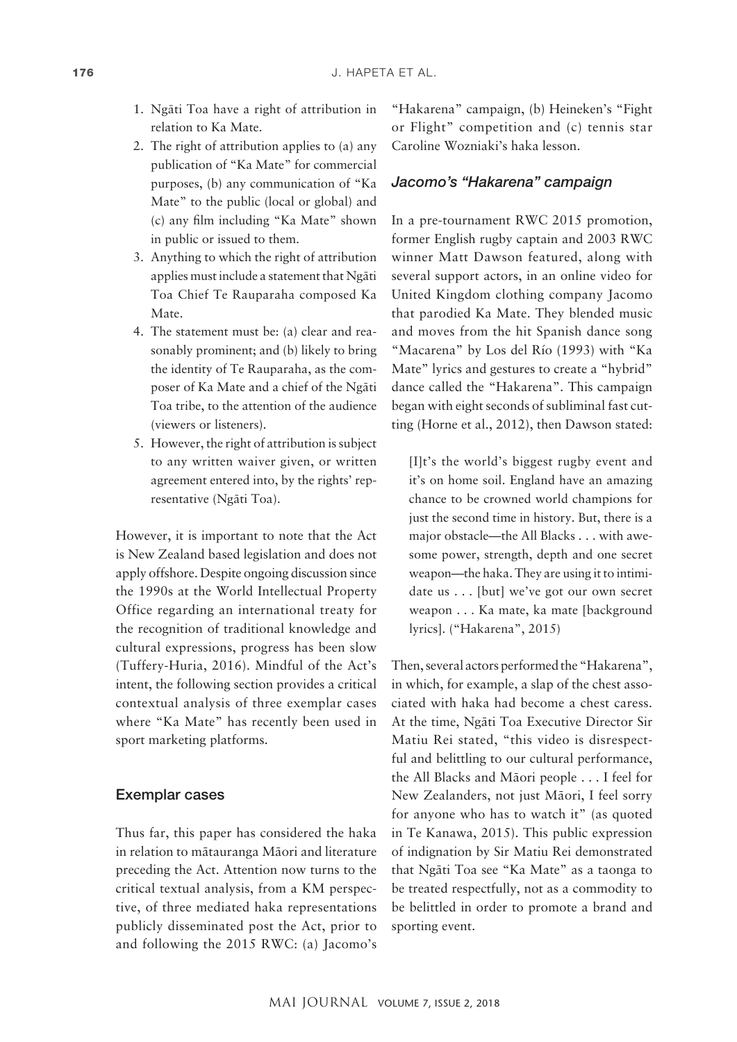1. Ngāti Toa have a right of attribution in relation to Ka Mate.
2. The right of attribution applies to (a) any publication of "Ka Mate" for commercial purposes, (b) any communication of "Ka Mate" to the public (local or global) and (c) any film including "Ka Mate" shown in public or issued to them.
3. Anything to which the right of attribution applies must include a statement that Ngāti Toa Chief Te Rauparaha composed Ka Mate.
4. The statement must be: (a) clear and reasonably prominent; and (b) likely to bring the identity of Te Rauparaha, as the composer of Ka Mate and a chief of the Ngāti Toa tribe, to the attention of the audience (viewers or listeners).
5. However, the right of attribution is subject to any written waiver given, or written agreement entered into, by the rights' representative (Ngāti Toa).

However, it is important to note that the Act is New Zealand based legislation and does not apply offshore. Despite ongoing discussion since the 1990s at the World Intellectual Property Office regarding an international treaty for the recognition of traditional knowledge and cultural expressions, progress has been slow (Tuffery-Huria, 2016). Mindful of the Act's intent, the following section provides a critical contextual analysis of three exemplar cases where "Ka Mate" has recently been used in sport marketing platforms.

## Exemplar cases

Thus far, this paper has considered the haka in relation to mātauranga Māori and literature preceding the Act. Attention now turns to the critical textual analysis, from a KM perspective, of three mediated haka representations publicly disseminated post the Act, prior to and following the 2015 RWC: (a) Jacomo's "Hakarena" campaign, (b) Heineken's "Fight or Flight" competition and (c) tennis star Caroline Wozniaki's haka lesson.

### *Jacomo's "Hakarena" campaign*

In a pre-tournament RWC 2015 promotion, former English rugby captain and 2003 RWC winner Matt Dawson featured, along with several support actors, in an online video for United Kingdom clothing company Jacomo that parodied Ka Mate. They blended music and moves from the hit Spanish dance song "Macarena" by Los del Río (1993) with "Ka Mate" lyrics and gestures to create a "hybrid" dance called the "Hakarena". This campaign began with eight seconds of subliminal fast cutting (Horne et al., 2012), then Dawson stated:

> [I]t's the world's biggest rugby event and it's on home soil. England have an amazing chance to be crowned world champions for just the second time in history. But, there is a major obstacle—the All Blacks . . . with awesome power, strength, depth and one secret weapon—the haka. They are using it to intimidate us . . . [but] we've got our own secret weapon . . . Ka mate, ka mate [background lyrics]. ("Hakarena", 2015)

Then, several actors performed the "Hakarena", in which, for example, a slap of the chest associated with haka had become a chest caress. At the time, Ngāti Toa Executive Director Sir Matiu Rei stated, "this video is disrespectful and belittling to our cultural performance, the All Blacks and Māori people . . . I feel for New Zealanders, not just Māori, I feel sorry for anyone who has to watch it" (as quoted in Te Kanawa, 2015). This public expression of indignation by Sir Matiu Rei demonstrated that Ngāti Toa see "Ka Mate" as a taonga to be treated respectfully, not as a commodity to be belittled in order to promote a brand and sporting event.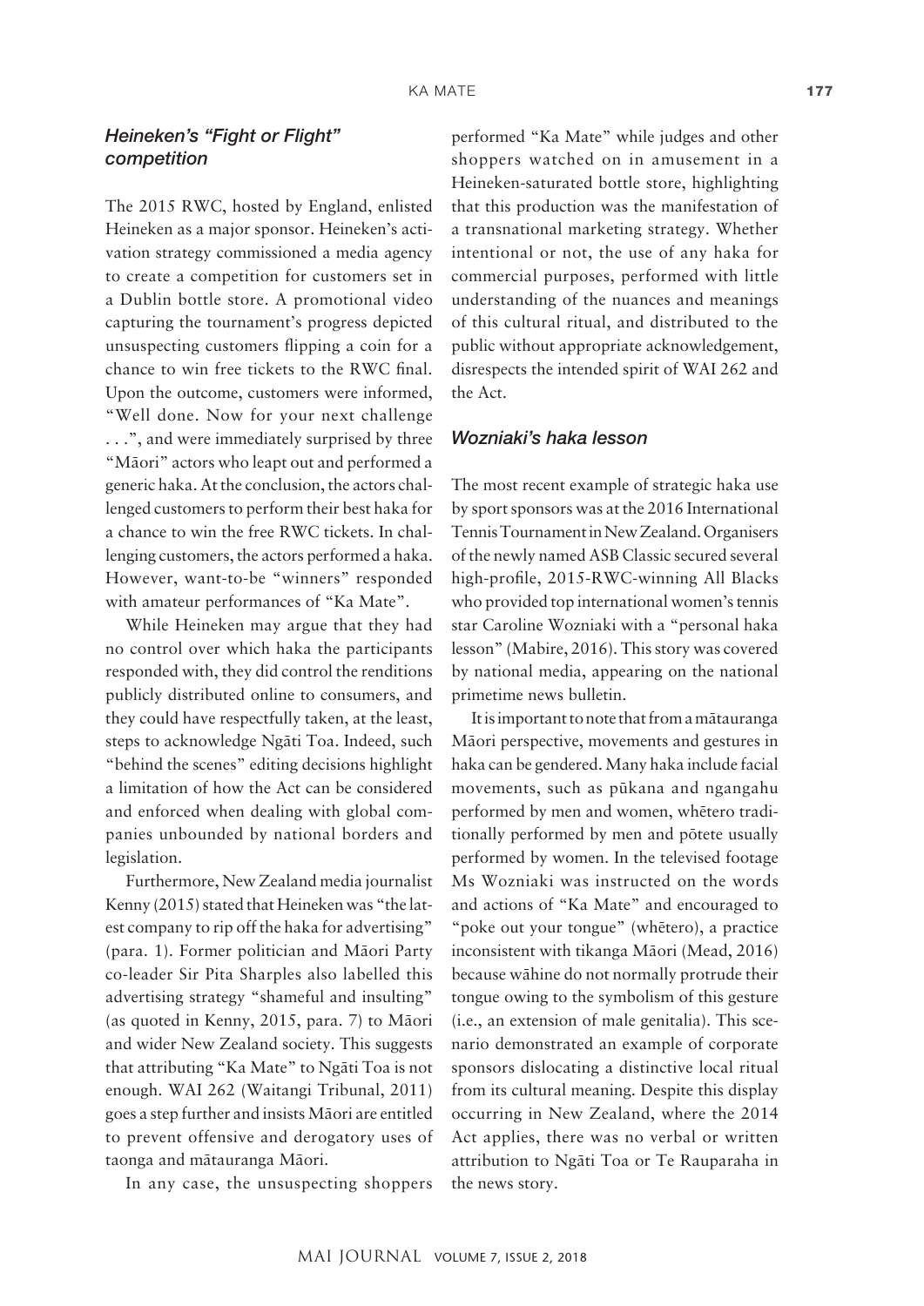### *Heineken's "Fight or Flight" competition*

The 2015 RWC, hosted by England, enlisted Heineken as a major sponsor. Heineken's activation strategy commissioned a media agency to create a competition for customers set in a Dublin bottle store. A promotional video capturing the tournament's progress depicted unsuspecting customers flipping a coin for a chance to win free tickets to the RWC final. Upon the outcome, customers were informed, "Well done. Now for your next challenge . . .", and were immediately surprised by three "Māori" actors who leapt out and performed a generic haka. At the conclusion, the actors challenged customers to perform their best haka for a chance to win the free RWC tickets. In challenging customers, the actors performed a haka. However, want-to-be "winners" responded with amateur performances of "Ka Mate".

While Heineken may argue that they had no control over which haka the participants responded with, they did control the renditions publicly distributed online to consumers, and they could have respectfully taken, at the least, steps to acknowledge Ngāti Toa. Indeed, such "behind the scenes" editing decisions highlight a limitation of how the Act can be considered and enforced when dealing with global companies unbounded by national borders and legislation.

Furthermore, New Zealand media journalist Kenny (2015) stated that Heineken was "the latest company to rip off the haka for advertising" (para. 1). Former politician and Māori Party co-leader Sir Pita Sharples also labelled this advertising strategy "shameful and insulting" (as quoted in Kenny, 2015, para. 7) to Māori and wider New Zealand society. This suggests that attributing "Ka Mate" to Ngāti Toa is not enough. WAI 262 (Waitangi Tribunal, 2011) goes a step further and insists Māori are entitled to prevent offensive and derogatory uses of taonga and mātauranga Māori.

In any case, the unsuspecting shoppers performed "Ka Mate" while judges and other shoppers watched on in amusement in a Heineken-saturated bottle store, highlighting that this production was the manifestation of a transnational marketing strategy. Whether intentional or not, the use of any haka for commercial purposes, performed with little understanding of the nuances and meanings of this cultural ritual, and distributed to the public without appropriate acknowledgement, disrespects the intended spirit of WAI 262 and the Act.

### *Wozniaki's haka lesson*

The most recent example of strategic haka use by sport sponsors was at the 2016 International Tennis Tournament in New Zealand. Organisers of the newly named ASB Classic secured several high-profile, 2015-RWC-winning All Blacks who provided top international women's tennis star Caroline Wozniaki with a "personal haka lesson" (Mabire, 2016). This story was covered by national media, appearing on the national primetime news bulletin.

It is important to note that from a mātauranga Māori perspective, movements and gestures in haka can be gendered. Many haka include facial movements, such as pūkana and ngangahu performed by men and women, whētero traditionally performed by men and pōtete usually performed by women. In the televised footage Ms Wozniaki was instructed on the words and actions of "Ka Mate" and encouraged to "poke out your tongue" (whētero), a practice inconsistent with tikanga Māori (Mead, 2016) because wāhine do not normally protrude their tongue owing to the symbolism of this gesture (i.e., an extension of male genitalia). This scenario demonstrated an example of corporate sponsors dislocating a distinctive local ritual from its cultural meaning. Despite this display occurring in New Zealand, where the 2014 Act applies, there was no verbal or written attribution to Ngāti Toa or Te Rauparaha in the news story.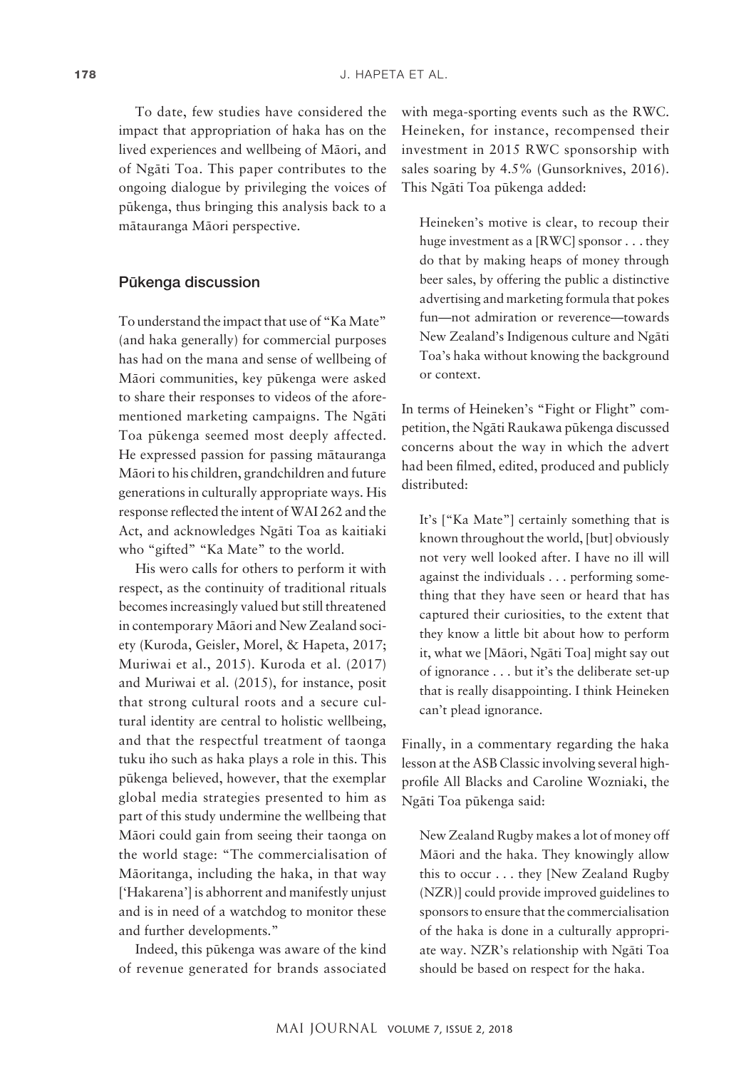To date, few studies have considered the impact that appropriation of haka has on the lived experiences and wellbeing of Māori, and of Ngāti Toa. This paper contributes to the ongoing dialogue by privileging the voices of pūkenga, thus bringing this analysis back to a mātauranga Māori perspective.

## Pūkenga discussion

To understand the impact that use of "Ka Mate" (and haka generally) for commercial purposes has had on the mana and sense of wellbeing of Māori communities, key pūkenga were asked to share their responses to videos of the aforementioned marketing campaigns. The Ngāti Toa pūkenga seemed most deeply affected. He expressed passion for passing mātauranga Māori to his children, grandchildren and future generations in culturally appropriate ways. His response reflected the intent of WAI 262 and the Act, and acknowledges Ngāti Toa as kaitiaki who "gifted" "Ka Mate" to the world.

His wero calls for others to perform it with respect, as the continuity of traditional rituals becomes increasingly valued but still threatened in contemporary Māori and New Zealand society (Kuroda, Geisler, Morel, & Hapeta, 2017; Muriwai et al., 2015). Kuroda et al. (2017) and Muriwai et al. (2015), for instance, posit that strong cultural roots and a secure cultural identity are central to holistic wellbeing, and that the respectful treatment of taonga tuku iho such as haka plays a role in this. This pūkenga believed, however, that the exemplar global media strategies presented to him as part of this study undermine the wellbeing that Māori could gain from seeing their taonga on the world stage: "The commercialisation of Māoritanga, including the haka, in that way ['Hakarena'] is abhorrent and manifestly unjust and is in need of a watchdog to monitor these and further developments."

Indeed, this pūkenga was aware of the kind of revenue generated for brands associated with mega-sporting events such as the RWC. Heineken, for instance, recompensed their investment in 2015 RWC sponsorship with sales soaring by 4.5% (Gunsorknives, 2016). This Ngāti Toa pūkenga added:

> Heineken's motive is clear, to recoup their huge investment as a [RWC] sponsor . . . they do that by making heaps of money through beer sales, by offering the public a distinctive advertising and marketing formula that pokes fun—not admiration or reverence—towards New Zealand's Indigenous culture and Ngāti Toa's haka without knowing the background or context.

In terms of Heineken's "Fight or Flight" competition, the Ngāti Raukawa pūkenga discussed concerns about the way in which the advert had been filmed, edited, produced and publicly distributed:

> It's ["Ka Mate"] certainly something that is known throughout the world, [but] obviously not very well looked after. I have no ill will against the individuals . . . performing something that they have seen or heard that has captured their curiosities, to the extent that they know a little bit about how to perform it, what we [Māori, Ngāti Toa] might say out of ignorance . . . but it's the deliberate set-up that is really disappointing. I think Heineken can't plead ignorance.

Finally, in a commentary regarding the haka lesson at the ASB Classic involving several high-profile All Blacks and Caroline Wozniaki, the Ngāti Toa pūkenga said:

> New Zealand Rugby makes a lot of money off Māori and the haka. They knowingly allow this to occur . . . they [New Zealand Rugby (NZR)] could provide improved guidelines to sponsors to ensure that the commercialisation of the haka is done in a culturally appropriate way. NZR's relationship with Ngāti Toa should be based on respect for the haka.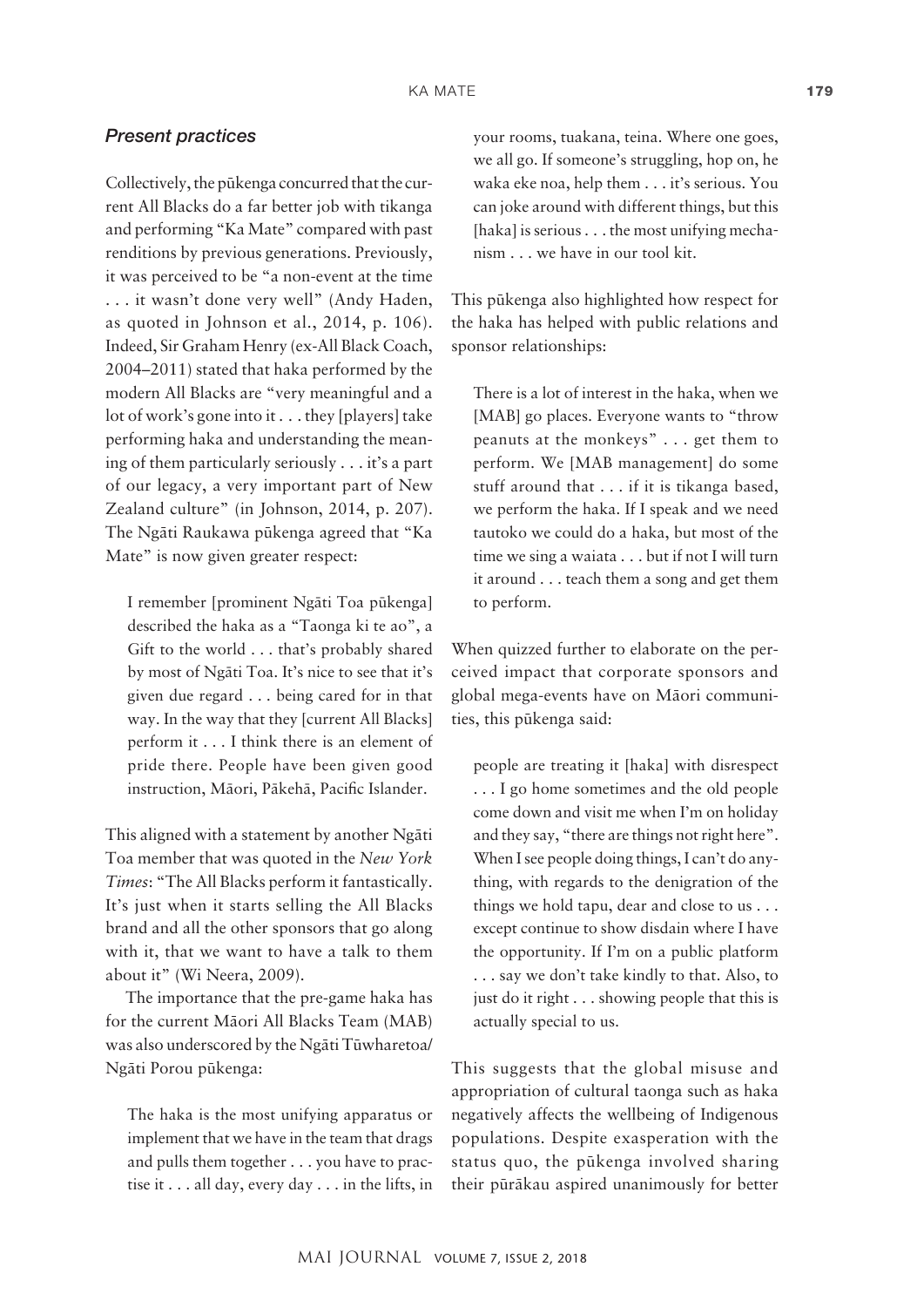### *Present practices*

Collectively, the pūkenga concurred that the current All Blacks do a far better job with tikanga and performing "Ka Mate" compared with past renditions by previous generations. Previously, it was perceived to be "a non-event at the time . . . it wasn't done very well" (Andy Haden, as quoted in Johnson et al., 2014, p. 106). Indeed, Sir Graham Henry (ex-All Black Coach, 2004–2011) stated that haka performed by the modern All Blacks are "very meaningful and a lot of work's gone into it . . . they [players] take performing haka and understanding the meaning of them particularly seriously . . . it's a part of our legacy, a very important part of New Zealand culture" (in Johnson, 2014, p. 207). The Ngāti Raukawa pūkenga agreed that "Ka Mate" is now given greater respect:

> I remember [prominent Ngāti Toa pūkenga] described the haka as a "Taonga ki te ao", a Gift to the world . . . that's probably shared by most of Ngāti Toa. It's nice to see that it's given due regard . . . being cared for in that way. In the way that they [current All Blacks] perform it . . . I think there is an element of pride there. People have been given good instruction, Māori, Pākehā, Pacific Islander.

This aligned with a statement by another Ngāti Toa member that was quoted in the *New York Times*: "The All Blacks perform it fantastically. It's just when it starts selling the All Blacks brand and all the other sponsors that go along with it, that we want to have a talk to them about it" (Wi Neera, 2009).

The importance that the pre-game haka has for the current Māori All Blacks Team (MAB) was also underscored by the Ngāti Tūwharetoa/Ngāti Porou pūkenga:

> The haka is the most unifying apparatus or implement that we have in the team that drags and pulls them together . . . you have to practise it . . . all day, every day . . . in the lifts, in your rooms, tuakana, teina. Where one goes, we all go. If someone's struggling, hop on, he waka eke noa, help them . . . it's serious. You can joke around with different things, but this [haka] is serious . . . the most unifying mechanism . . . we have in our tool kit.

This pūkenga also highlighted how respect for the haka has helped with public relations and sponsor relationships:

> There is a lot of interest in the haka, when we [MAB] go places. Everyone wants to "throw peanuts at the monkeys" . . . get them to perform. We [MAB management] do some stuff around that . . . if it is tikanga based, we perform the haka. If I speak and we need tautoko we could do a haka, but most of the time we sing a waiata . . . but if not I will turn it around . . . teach them a song and get them to perform.

When quizzed further to elaborate on the perceived impact that corporate sponsors and global mega-events have on Māori communities, this pūkenga said:

> people are treating it [haka] with disrespect . . . I go home sometimes and the old people come down and visit me when I'm on holiday and they say, "there are things not right here". When I see people doing things, I can't do anything, with regards to the denigration of the things we hold tapu, dear and close to us . . . except continue to show disdain where I have the opportunity. If I'm on a public platform . . . say we don't take kindly to that. Also, to just do it right . . . showing people that this is actually special to us.

This suggests that the global misuse and appropriation of cultural taonga such as haka negatively affects the wellbeing of Indigenous populations. Despite exasperation with the status quo, the pūkenga involved sharing their pūrākau aspired unanimously for better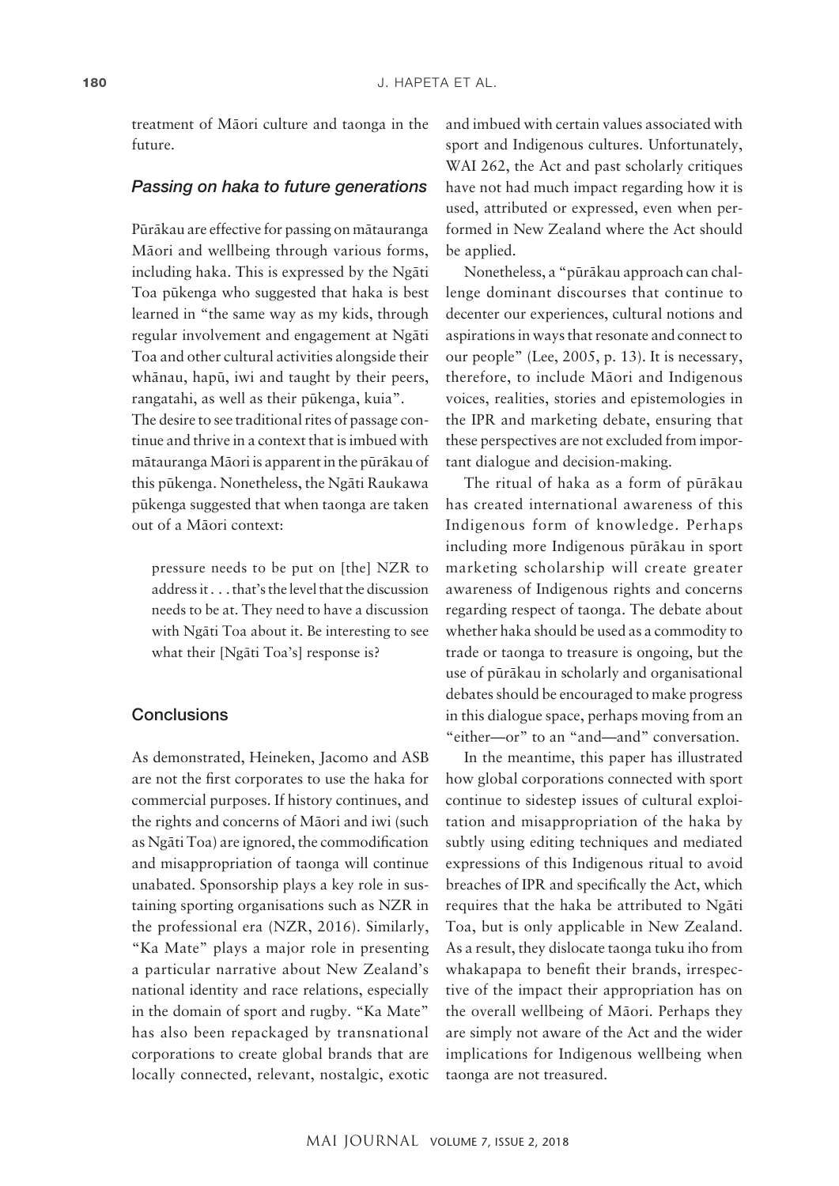treatment of Māori culture and taonga in the future.

### *Passing on haka to future generations*

Pūrākau are effective for passing on mātauranga Māori and wellbeing through various forms, including haka. This is expressed by the Ngāti Toa pūkenga who suggested that haka is best learned in "the same way as my kids, through regular involvement and engagement at Ngāti Toa and other cultural activities alongside their whānau, hapū, iwi and taught by their peers, rangatahi, as well as their pūkenga, kuia". The desire to see traditional rites of passage continue and thrive in a context that is imbued with mātauranga Māori is apparent in the pūrākau of this pūkenga. Nonetheless, the Ngāti Raukawa pūkenga suggested that when taonga are taken out of a Māori context:

> pressure needs to be put on [the] NZR to address it . . . that's the level that the discussion needs to be at. They need to have a discussion with Ngāti Toa about it. Be interesting to see what their [Ngāti Toa's] response is?

## Conclusions

As demonstrated, Heineken, Jacomo and ASB are not the first corporates to use the haka for commercial purposes. If history continues, and the rights and concerns of Māori and iwi (such as Ngāti Toa) are ignored, the commodification and misappropriation of taonga will continue unabated. Sponsorship plays a key role in sustaining sporting organisations such as NZR in the professional era (NZR, 2016). Similarly, "Ka Mate" plays a major role in presenting a particular narrative about New Zealand's national identity and race relations, especially in the domain of sport and rugby. "Ka Mate" has also been repackaged by transnational corporations to create global brands that are locally connected, relevant, nostalgic, exotic and imbued with certain values associated with sport and Indigenous cultures. Unfortunately, WAI 262, the Act and past scholarly critiques have not had much impact regarding how it is used, attributed or expressed, even when performed in New Zealand where the Act should be applied.

Nonetheless, a "pūrākau approach can challenge dominant discourses that continue to decenter our experiences, cultural notions and aspirations in ways that resonate and connect to our people" (Lee, 2005, p. 13). It is necessary, therefore, to include Māori and Indigenous voices, realities, stories and epistemologies in the IPR and marketing debate, ensuring that these perspectives are not excluded from important dialogue and decision-making.

The ritual of haka as a form of pūrākau has created international awareness of this Indigenous form of knowledge. Perhaps including more Indigenous pūrākau in sport marketing scholarship will create greater awareness of Indigenous rights and concerns regarding respect of taonga. The debate about whether haka should be used as a commodity to trade or taonga to treasure is ongoing, but the use of pūrākau in scholarly and organisational debates should be encouraged to make progress in this dialogue space, perhaps moving from an "either—or" to an "and—and" conversation.

In the meantime, this paper has illustrated how global corporations connected with sport continue to sidestep issues of cultural exploitation and misappropriation of the haka by subtly using editing techniques and mediated expressions of this Indigenous ritual to avoid breaches of IPR and specifically the Act, which requires that the haka be attributed to Ngāti Toa, but is only applicable in New Zealand. As a result, they dislocate taonga tuku iho from whakapapa to benefit their brands, irrespective of the impact their appropriation has on the overall wellbeing of Māori. Perhaps they are simply not aware of the Act and the wider implications for Indigenous wellbeing when taonga are not treasured.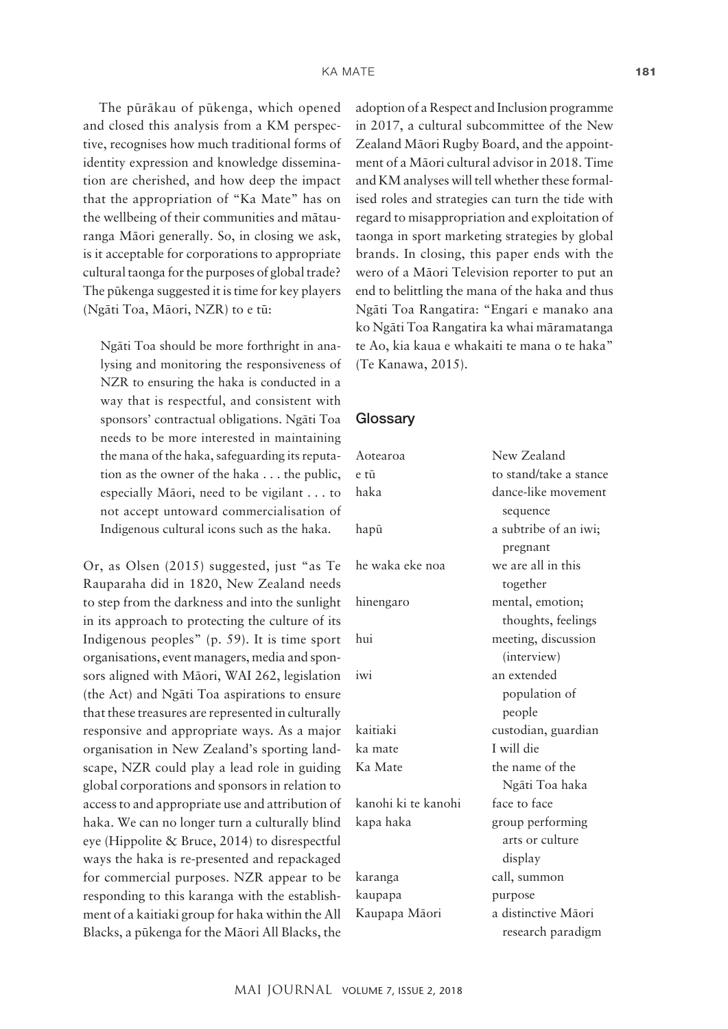The pūrākau of pūkenga, which opened and closed this analysis from a KM perspective, recognises how much traditional forms of identity expression and knowledge dissemination are cherished, and how deep the impact that the appropriation of "Ka Mate" has on the wellbeing of their communities and mātauranga Māori generally. So, in closing we ask, is it acceptable for corporations to appropriate cultural taonga for the purposes of global trade? The pūkenga suggested it is time for key players (Ngāti Toa, Māori, NZR) to e tū:

> Ngāti Toa should be more forthright in analysing and monitoring the responsiveness of NZR to ensuring the haka is conducted in a way that is respectful, and consistent with sponsors' contractual obligations. Ngāti Toa needs to be more interested in maintaining the mana of the haka, safeguarding its reputation as the owner of the haka . . . the public, especially Māori, need to be vigilant . . . to not accept untoward commercialisation of Indigenous cultural icons such as the haka.

Or, as Olsen (2015) suggested, just "as Te Rauparaha did in 1820, New Zealand needs to step from the darkness and into the sunlight in its approach to protecting the culture of its Indigenous peoples" (p. 59). It is time sport organisations, event managers, media and sponsors aligned with Māori, WAI 262, legislation (the Act) and Ngāti Toa aspirations to ensure that these treasures are represented in culturally responsive and appropriate ways. As a major organisation in New Zealand's sporting landscape, NZR could play a lead role in guiding global corporations and sponsors in relation to access to and appropriate use and attribution of haka. We can no longer turn a culturally blind eye (Hippolite & Bruce, 2014) to disrespectful ways the haka is re-presented and repackaged for commercial purposes. NZR appear to be responding to this karanga with the establishment of a kaitiaki group for haka within the All Blacks, a pūkenga for the Māori All Blacks, the adoption of a Respect and Inclusion programme in 2017, a cultural subcommittee of the New Zealand Māori Rugby Board, and the appointment of a Māori cultural advisor in 2018. Time and KM analyses will tell whether these formalised roles and strategies can turn the tide with regard to misappropriation and exploitation of taonga in sport marketing strategies by global brands. In closing, this paper ends with the wero of a Māori Television reporter to put an end to belittling the mana of the haka and thus Ngāti Toa Rangatira: "Engari e manako ana ko Ngāti Toa Rangatira ka whai māramatanga te Ao, kia kaua e whakaiti te mana o te haka" (Te Kanawa, 2015).

## Glossary

| | |
|---|---|
| Aotearoa | New Zealand |
| e tū | to stand/take a stance |
| haka | dance-like movement sequence |
| hapū | a subtribe of an iwi; pregnant |
| he waka eke noa | we are all in this together |
| hinengaro | mental, emotion; thoughts, feelings |
| hui | meeting, discussion (interview) |
| iwi | an extended population of people |
| kaitiaki | custodian, guardian |
| ka mate | I will die |
| Ka Mate | the name of the Ngāti Toa haka |
| kanohi ki te kanohi | face to face |
| kapa haka | group performing arts or culture display |
| karanga | call, summon |
| kaupapa | purpose |
| Kaupapa Māori | a distinctive Māori research paradigm |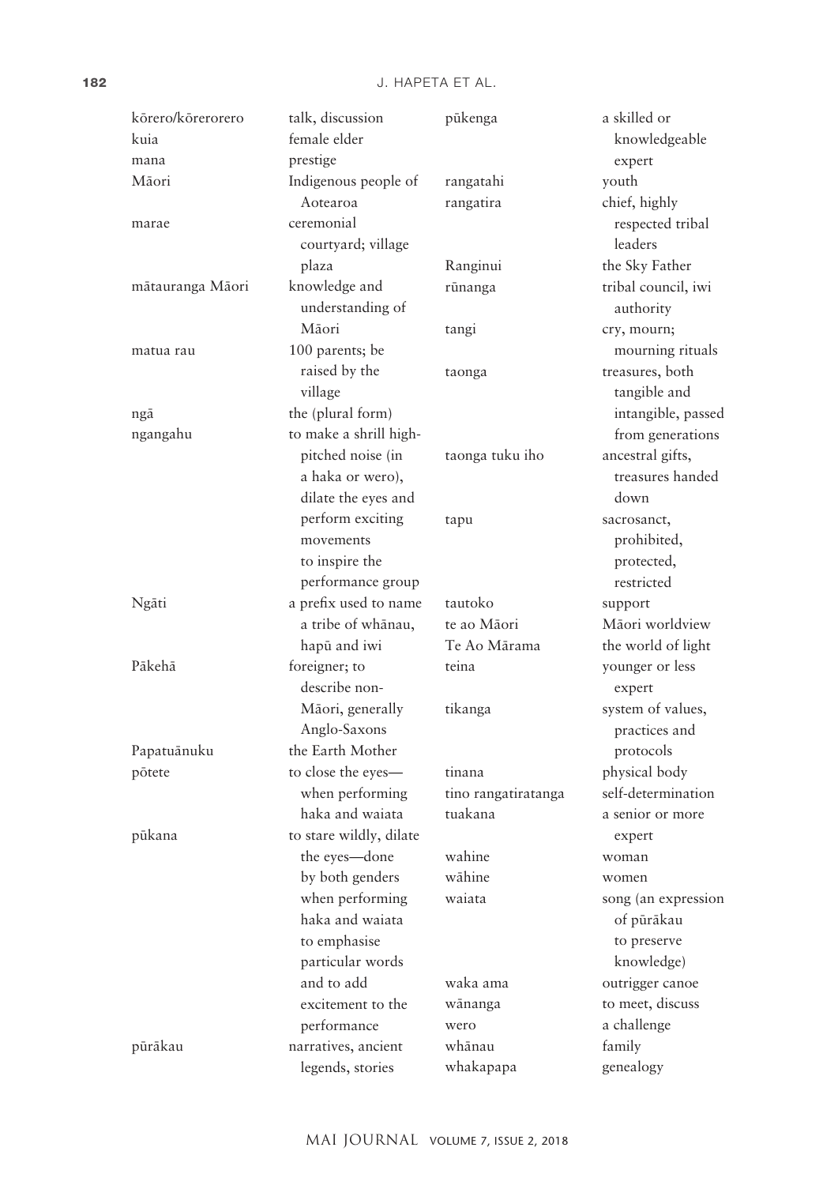| | |
|---|---|
| kōrero/kōrerorero | talk, discussion |
| kuia | female elder |
| mana | prestige |
| Māori | Indigenous people of Aotearoa |
| marae | ceremonial courtyard; village plaza |
| mātauranga Māori | knowledge and understanding of Māori |
| matua rau | 100 parents; be raised by the village |
| ngā | the (plural form) |
| ngangahu | to make a shrill high-pitched noise (in a haka or wero), dilate the eyes and perform exciting movements to inspire the performance group |
| Ngāti | a prefix used to name a tribe of whānau, hapū and iwi |
| Pākehā | foreigner; to describe non-Māori, generally Anglo-Saxons |
| Papatuānuku | the Earth Mother |
| pōtete | to close the eyes—when performing haka and waiata |
| pūkana | to stare wildly, dilate the eyes—done by both genders when performing haka and waiata to emphasise particular words and to add excitement to the performance |
| pūrākau | narratives, ancient legends, stories |
| pūkenga | a skilled or knowledgeable expert |
| rangatahi | youth |
| rangatira | chief, highly respected tribal leaders |
| Ranginui | the Sky Father |
| rūnanga | tribal council, iwi authority |
| tangi | cry, mourn; mourning rituals |
| taonga | treasures, both tangible and intangible, passed from generations |
| taonga tuku iho | ancestral gifts, treasures handed down |
| tapu | sacrosanct, prohibited, protected, restricted |
| tautoko | support |
| te ao Māori | Māori worldview |
| Te Ao Mārama | the world of light |
| teina | younger or less expert |
| tikanga | system of values, practices and protocols |
| tinana | physical body |
| tino rangatiratanga | self-determination |
| tuakana | a senior or more expert |
| wahine | woman |
| wāhine | women |
| waiata | song (an expression of pūrākau to preserve knowledge) |
| waka ama | outrigger canoe |
| wānanga | to meet, discuss |
| wero | a challenge |
| whānau | family |
| whakapapa | genealogy |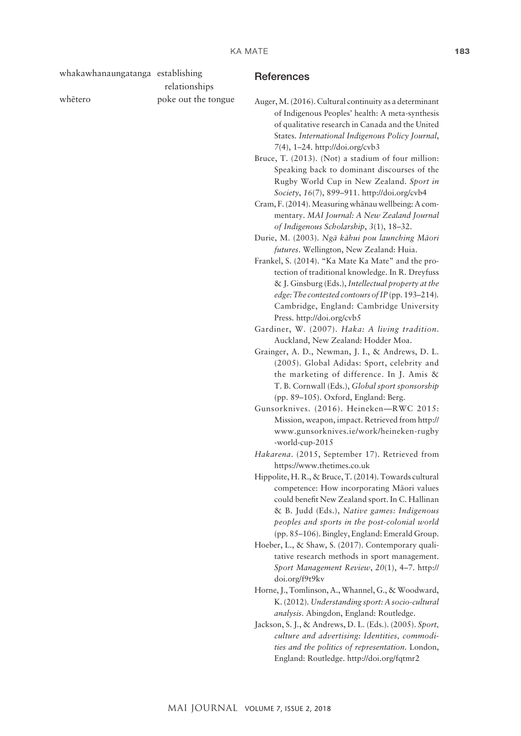| | |
|---|---|
| whakawhanaungatanga | establishing relationships |
| whētero | poke out the tongue |

## References

Auger, M. (2016). Cultural continuity as a determinant of Indigenous Peoples' health: A meta-synthesis of qualitative research in Canada and the United States. *International Indigenous Policy Journal*, *7*(4), 1–24. http://doi.org/cvb3

Bruce, T. (2013). (Not) a stadium of four million: Speaking back to dominant discourses of the Rugby World Cup in New Zealand. *Sport in Society*, *16*(7), 899–911. http://doi.org/cvb4

Cram, F. (2014). Measuring whānau wellbeing: A commentary. *MAI Journal: A New Zealand Journal of Indigenous Scholarship*, *3*(1), 18–32.

Durie, M. (2003). *Ngā kāhui pou launching Māori futures*. Wellington, New Zealand: Huia.

Frankel, S. (2014). "Ka Mate Ka Mate" and the protection of traditional knowledge. In R. Dreyfuss & J. Ginsburg (Eds.), *Intellectual property at the edge: The contested contours of IP* (pp. 193–214). Cambridge, England: Cambridge University Press. http://doi.org/cvb5

Gardiner, W. (2007). *Haka: A living tradition*. Auckland, New Zealand: Hodder Moa.

Grainger, A. D., Newman, J. I., & Andrews, D. L. (2005). Global Adidas: Sport, celebrity and the marketing of difference. In J. Amis & T. B. Cornwall (Eds.), *Global sport sponsorship* (pp. 89–105). Oxford, England: Berg.

Gunsorknives. (2016). Heineken—RWC 2015: Mission, weapon, impact. Retrieved from http://www.gunsorknives.ie/work/heineken-rugby-world-cup-2015

*Hakarena*. (2015, September 17). Retrieved from https://www.thetimes.co.uk

Hippolite, H. R., & Bruce, T. (2014). Towards cultural competence: How incorporating Māori values could benefit New Zealand sport. In C. Hallinan & B. Judd (Eds.), *Native games: Indigenous peoples and sports in the post-colonial world* (pp. 85–106). Bingley, England: Emerald Group.

Hoeber, L., & Shaw, S. (2017). Contemporary qualitative research methods in sport management. *Sport Management Review*, *20*(1), 4–7. http://doi.org/f9t9kv

Horne, J., Tomlinson, A., Whannel, G., & Woodward, K. (2012). *Understanding sport: A socio-cultural analysis*. Abingdon, England: Routledge.

Jackson, S. J., & Andrews, D. L. (Eds.). (2005). *Sport, culture and advertising: Identities, commodities and the politics of representation*. London, England: Routledge. http://doi.org/fqtmr2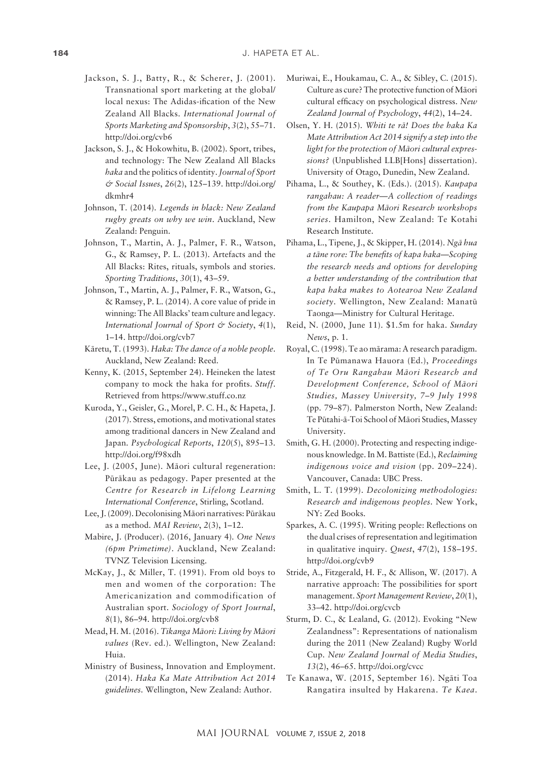Jackson, S. J., Batty, R., & Scherer, J. (2001). Transnational sport marketing at the global/local nexus: The Adidas-ification of the New Zealand All Blacks. *International Journal of Sports Marketing and Sponsorship*, *3*(2), 55–71. http://doi.org/cvb6

Jackson, S. J., & Hokowhitu, B. (2002). Sport, tribes, and technology: The New Zealand All Blacks *haka* and the politics of identity. *Journal of Sport & Social Issues*, *26*(2), 125–139. http://doi.org/dkmhr4

Johnson, T. (2014). *Legends in black: New Zealand rugby greats on why we win*. Auckland, New Zealand: Penguin.

Johnson, T., Martin, A. J., Palmer, F. R., Watson, G., & Ramsey, P. L. (2013). Artefacts and the All Blacks: Rites, rituals, symbols and stories. *Sporting Traditions*, *30*(1), 43–59.

Johnson, T., Martin, A. J., Palmer, F. R., Watson, G., & Ramsey, P. L. (2014). A core value of pride in winning: The All Blacks' team culture and legacy. *International Journal of Sport & Society*, *4*(1), 1–14. http://doi.org/cvb7

Kāretu, T. (1993). *Haka: The dance of a noble people*. Auckland, New Zealand: Reed.

Kenny, K. (2015, September 24). Heineken the latest company to mock the haka for profits. *Stuff*. Retrieved from https://www.stuff.co.nz

Kuroda, Y., Geisler, G., Morel, P. C. H., & Hapeta, J. (2017). Stress, emotions, and motivational states among traditional dancers in New Zealand and Japan. *Psychological Reports*, *120*(5), 895–13. http://doi.org/f98xdh

Lee, J. (2005, June). Māori cultural regeneration: Pūrākau as pedagogy. Paper presented at the *Centre for Research in Lifelong Learning International Conference*, Stirling, Scotland.

Lee, J. (2009). Decolonising Māori narratives: Pūrākau as a method. *MAI Review*, *2*(3), 1–12.

Mabire, J. (Producer). (2016, January 4). *One News (6pm Primetime)*. Auckland, New Zealand: TVNZ Television Licensing.

McKay, J., & Miller, T. (1991). From old boys to men and women of the corporation: The Americanization and commodification of Australian sport. *Sociology of Sport Journal*, *8*(1), 86–94. http://doi.org/cvb8

Mead, H. M. (2016). *Tikanga Māori: Living by Māori values* (Rev. ed.). Wellington, New Zealand: Huia.

Ministry of Business, Innovation and Employment. (2014). *Haka Ka Mate Attribution Act 2014 guidelines*. Wellington, New Zealand: Author.

Muriwai, E., Houkamau, C. A., & Sibley, C. (2015). Culture as cure? The protective function of Māori cultural efficacy on psychological distress. *New Zealand Journal of Psychology*, *44*(2), 14–24.

Olsen, Y. H. (2015). *Whiti te rā! Does the haka Ka Mate Attribution Act 2014 signify a step into the light for the protection of Māori cultural expressions?* (Unpublished LLB[Hons] dissertation). University of Otago, Dunedin, New Zealand.

Pihama, L., & Southey, K. (Eds.). (2015). *Kaupapa rangahau: A reader—A collection of readings from the Kaupapa Māori Research workshops series*. Hamilton, New Zealand: Te Kotahi Research Institute.

Pihama, L., Tipene, J., & Skipper, H. (2014). *Ngā hua a tāne rore: The benefits of kapa haka—Scoping the research needs and options for developing a better understanding of the contribution that kapa haka makes to Aotearoa New Zealand society*. Wellington, New Zealand: Manatū Taonga—Ministry for Cultural Heritage.

Reid, N. (2000, June 11). $1.5m for haka. *Sunday News*, p. 1.

Royal, C. (1998). Te ao mārama: A research paradigm. In Te Pūmanawa Hauora (Ed.), *Proceedings of Te Oru Rangahau Māori Research and Development Conference, School of Māori Studies, Massey University, 7–9 July 1998* (pp. 79–87). Palmerston North, New Zealand: Te Pūtahi-ā-Toi School of Māori Studies, Massey University.

Smith, G. H. (2000). Protecting and respecting indigenous knowledge. In M. Battiste (Ed.), *Reclaiming indigenous voice and vision* (pp. 209–224). Vancouver, Canada: UBC Press.

Smith, L. T. (1999). *Decolonizing methodologies: Research and indigenous peoples*. New York, NY: Zed Books.

Sparkes, A. C. (1995). Writing people: Reflections on the dual crises of representation and legitimation in qualitative inquiry. *Quest*, *47*(2), 158–195. http://doi.org/cvb9

Stride, A., Fitzgerald, H. F., & Allison, W. (2017). A narrative approach: The possibilities for sport management. *Sport Management Review*, *20*(1), 33–42. http://doi.org/cvcb

Sturm, D. C., & Lealand, G. (2012). Evoking "New Zealandness": Representations of nationalism during the 2011 (New Zealand) Rugby World Cup. *New Zealand Journal of Media Studies*, *13*(2), 46–65. http://doi.org/cvcc

Te Kanawa, W. (2015, September 16). Ngāti Toa Rangatira insulted by Hakarena. *Te Kaea*.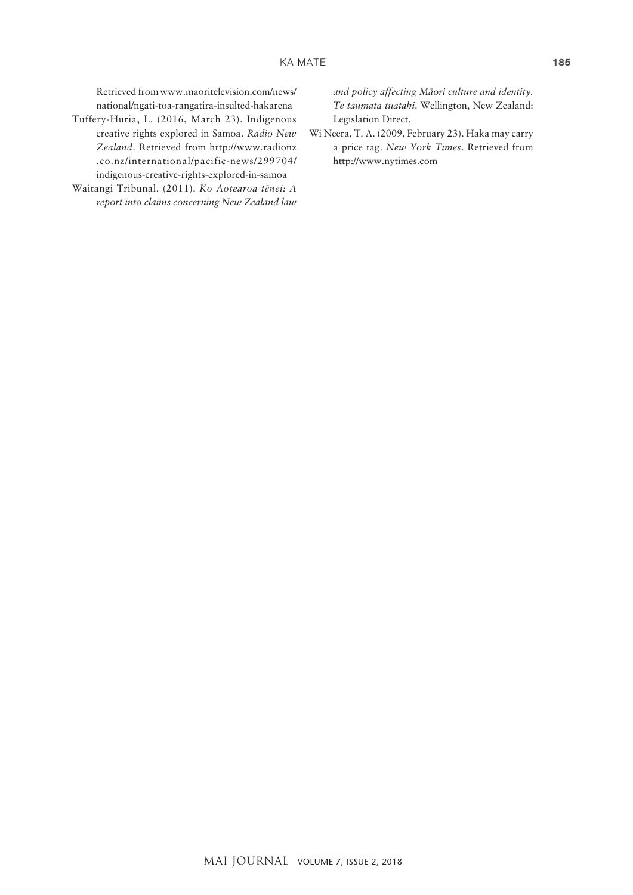Retrieved from www.maoritelevision.com/news/national/ngati-toa-rangatira-insulted-hakarena

Tuffery-Huria, L. (2016, March 23). Indigenous creative rights explored in Samoa. *Radio New Zealand*. Retrieved from http://www.radionz.co.nz/international/pacific-news/299704/indigenous-creative-rights-explored-in-samoa

Waitangi Tribunal. (2011). *Ko Aotearoa tēnei: A report into claims concerning New Zealand law and policy affecting Māori culture and identity. Te taumata tuatahi*. Wellington, New Zealand: Legislation Direct.

Wi Neera, T. A. (2009, February 23). Haka may carry a price tag. *New York Times*. Retrieved from http://www.nytimes.com